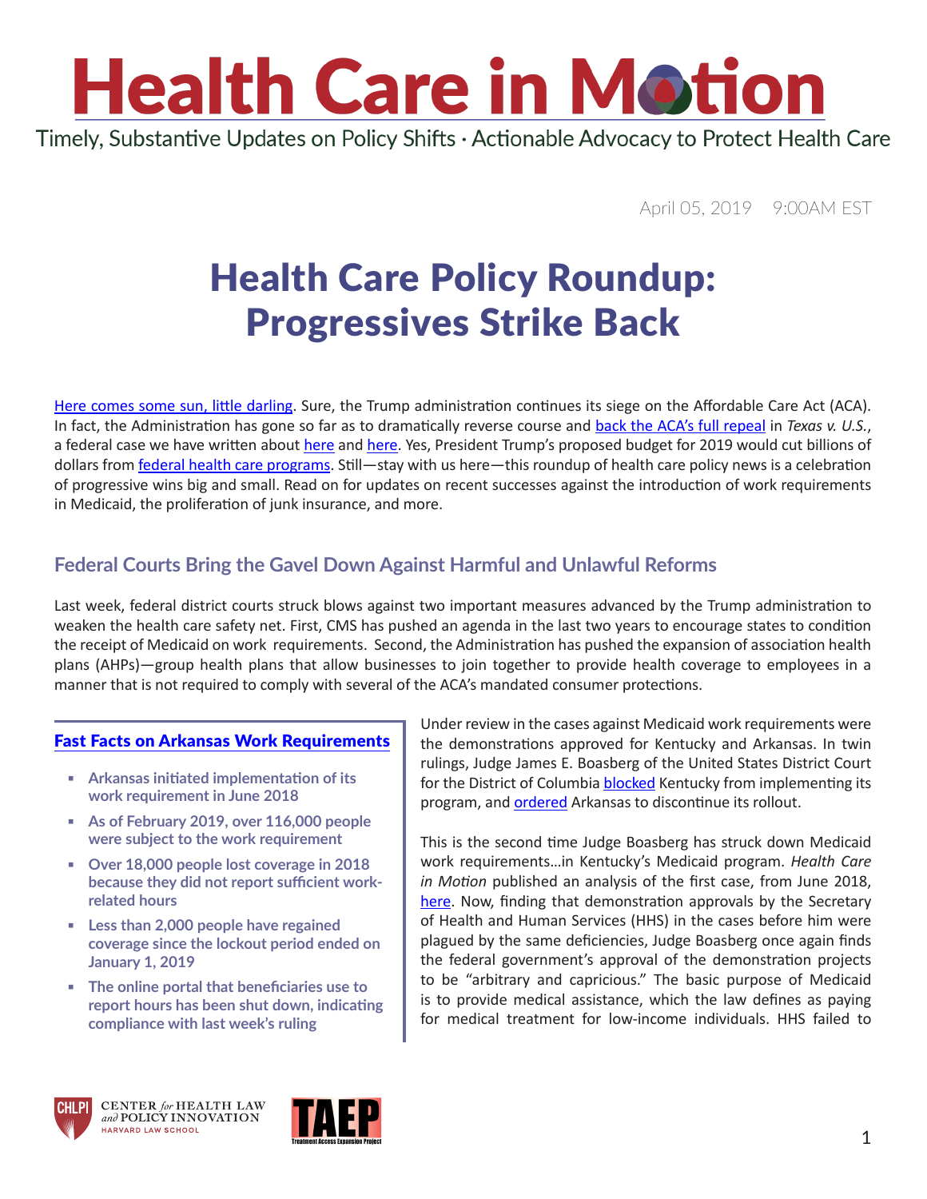# Health Care in Motion

Timely, Substantive Updates on Policy Shifts · Actionable Advocacy to Protect Health Care

April 05, 2019 9:00AM EST

# Health Care Policy Roundup: Progressives Strike Back

[Here comes some sun, little darling](). Sure, the Trump administration continues its siege on the Affordable Care Act (ACA). In fact, the Administration has gone so far as to dramatically reverse course and [back the ACA's full repeal]() in *Texas v. U.S.*, a federal case we have written about [here]() and [here](). Yes, President Trump's proposed budget for 2019 would cut billions of dollars from [federal health care programs](). Still—stay with us here—this roundup of health care policy news is a celebration of progressive wins big and small. Read on for updates on recent successes against the introduction of work requirements in Medicaid, the proliferation of junk insurance, and more.

## Federal Courts Bring the Gavel Down Against Harmful and Unlawful Reforms

Last week, federal district courts struck blows against two important measures advanced by the Trump administration to weaken the health care safety net. First, CMS has pushed an agenda in the last two years to encourage states to condition the receipt of Medicaid on work requirements. Second, the Administration has pushed the expansion of association health plans (AHPs)—group health plans that allow businesses to join together to provide health coverage to employees in a manner that is not required to comply with several of the ACA's mandated consumer protections.

> **[Fast Facts on Arkansas Work Requirements]()**
>
> - **Arkansas initiated implementation of its work requirement in June 2018**
> - **As of February 2019, over 116,000 people were subject to the work requirement**
> - **Over 18,000 people lost coverage in 2018 because they did not report sufficient work-related hours**
> - **Less than 2,000 people have regained coverage since the lockout period ended on January 1, 2019**
> - **The online portal that beneficiaries use to report hours has been shut down, indicating compliance with last week's ruling**

Under review in the cases against Medicaid work requirements were the demonstrations approved for Kentucky and Arkansas. In twin rulings, Judge James E. Boasberg of the United States District Court for the District of Columbia [blocked]() Kentucky from implementing its program, and [ordered]() Arkansas to discontinue its rollout.

This is the second time Judge Boasberg has struck down Medicaid work requirements…in Kentucky's Medicaid program. *Health Care in Motion* published an analysis of the first case, from June 2018, [here](). Now, finding that demonstration approvals by the Secretary of Health and Human Services (HHS) in the cases before him were plagued by the same deficiencies, Judge Boasberg once again finds the federal government's approval of the demonstration projects to be "arbitrary and capricious." The basic purpose of Medicaid is to provide medical assistance, which the law defines as paying for medical treatment for low-income individuals. HHS failed to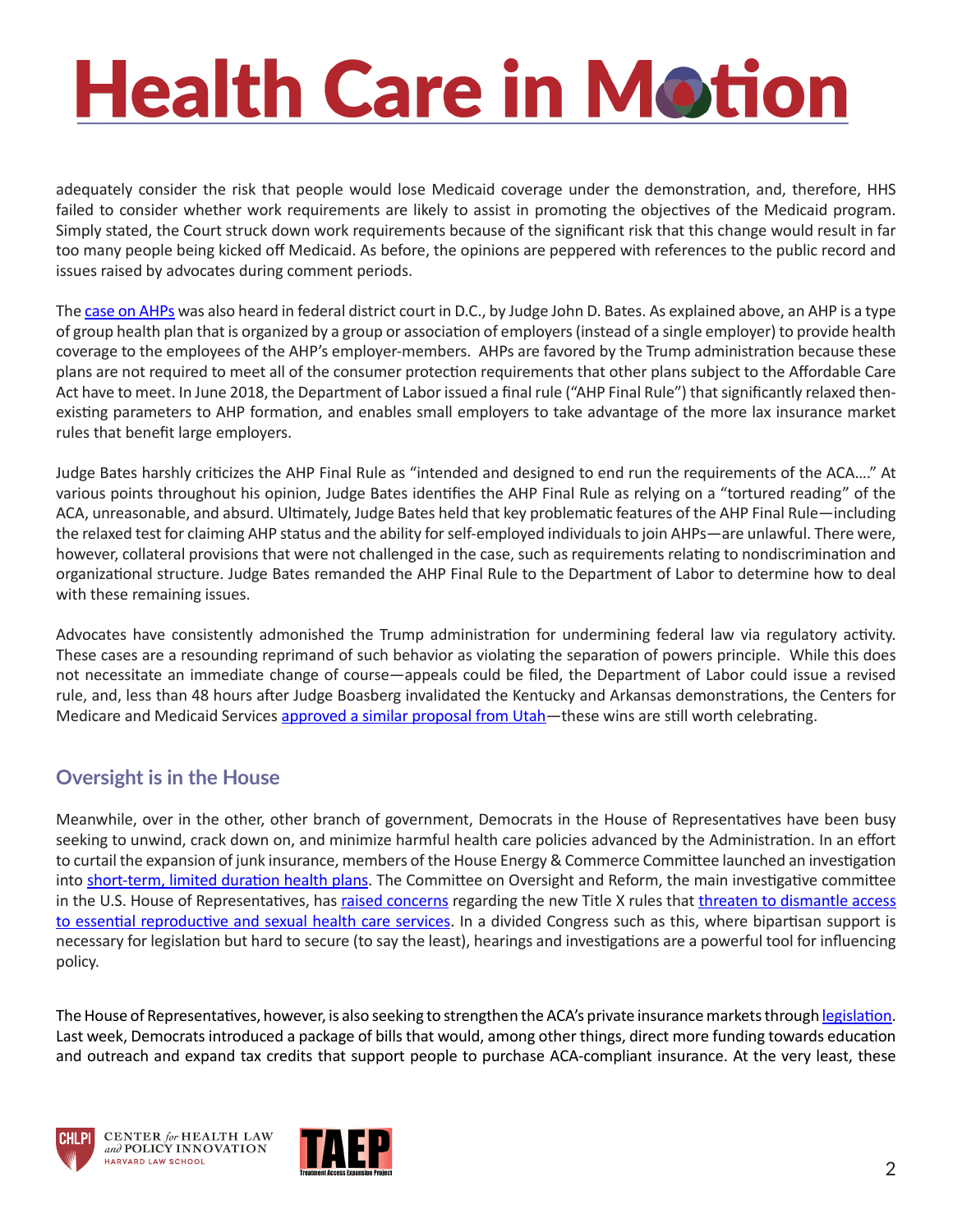adequately consider the risk that people would lose Medicaid coverage under the demonstration, and, therefore, HHS failed to consider whether work requirements are likely to assist in promoting the objectives of the Medicaid program. Simply stated, the Court struck down work requirements because of the significant risk that this change would result in far too many people being kicked off Medicaid. As before, the opinions are peppered with references to the public record and issues raised by advocates during comment periods.

The case on AHPs was also heard in federal district court in D.C., by Judge John D. Bates. As explained above, an AHP is a type of group health plan that is organized by a group or association of employers (instead of a single employer) to provide health coverage to the employees of the AHP's employer-members. AHPs are favored by the Trump administration because these plans are not required to meet all of the consumer protection requirements that other plans subject to the Affordable Care Act have to meet. In June 2018, the Department of Labor issued a final rule ("AHP Final Rule") that significantly relaxed then-existing parameters to AHP formation, and enables small employers to take advantage of the more lax insurance market rules that benefit large employers.

Judge Bates harshly criticizes the AHP Final Rule as "intended and designed to end run the requirements of the ACA…." At various points throughout his opinion, Judge Bates identifies the AHP Final Rule as relying on a "tortured reading" of the ACA, unreasonable, and absurd. Ultimately, Judge Bates held that key problematic features of the AHP Final Rule—including the relaxed test for claiming AHP status and the ability for self-employed individuals to join AHPs—are unlawful. There were, however, collateral provisions that were not challenged in the case, such as requirements relating to nondiscrimination and organizational structure. Judge Bates remanded the AHP Final Rule to the Department of Labor to determine how to deal with these remaining issues.

Advocates have consistently admonished the Trump administration for undermining federal law via regulatory activity. These cases are a resounding reprimand of such behavior as violating the separation of powers principle. While this does not necessitate an immediate change of course—appeals could be filed, the Department of Labor could issue a revised rule, and, less than 48 hours after Judge Boasberg invalidated the Kentucky and Arkansas demonstrations, the Centers for Medicare and Medicaid Services approved a similar proposal from Utah—these wins are still worth celebrating.

## Oversight is in the House

Meanwhile, over in the other, other branch of government, Democrats in the House of Representatives have been busy seeking to unwind, crack down on, and minimize harmful health care policies advanced by the Administration. In an effort to curtail the expansion of junk insurance, members of the House Energy & Commerce Committee launched an investigation into short-term, limited duration health plans. The Committee on Oversight and Reform, the main investigative committee in the U.S. House of Representatives, has raised concerns regarding the new Title X rules that threaten to dismantle access to essential reproductive and sexual health care services. In a divided Congress such as this, where bipartisan support is necessary for legislation but hard to secure (to say the least), hearings and investigations are a powerful tool for influencing policy.

The House of Representatives, however, is also seeking to strengthen the ACA's private insurance markets through legislation. Last week, Democrats introduced a package of bills that would, among other things, direct more funding towards education and outreach and expand tax credits that support people to purchase ACA-compliant insurance. At the very least, these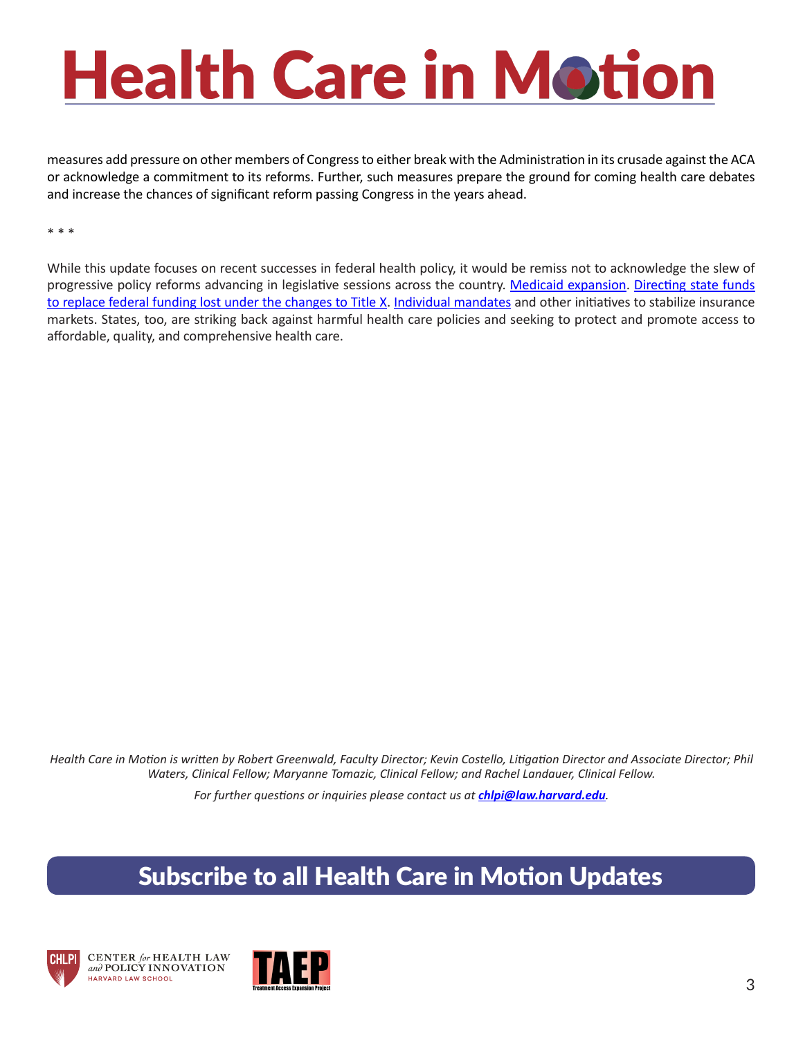measures add pressure on other members of Congress to either break with the Administration in its crusade against the ACA or acknowledge a commitment to its reforms. Further, such measures prepare the ground for coming health care debates and increase the chances of significant reform passing Congress in the years ahead.

* * *

While this update focuses on recent successes in federal health policy, it would be remiss not to acknowledge the slew of progressive policy reforms advancing in legislative sessions across the country. Medicaid expansion. Directing state funds to replace federal funding lost under the changes to Title X. Individual mandates and other initiatives to stabilize insurance markets. States, too, are striking back against harmful health care policies and seeking to protect and promote access to affordable, quality, and comprehensive health care.

*Health Care in Motion is written by Robert Greenwald, Faculty Director; Kevin Costello, Litigation Director and Associate Director; Phil Waters, Clinical Fellow; Maryanne Tomazic, Clinical Fellow; and Rachel Landauer, Clinical Fellow.*

*For further questions or inquiries please contact us at **chlpi@law.harvard.edu**.*

**Subscribe to all Health Care in Motion Updates**